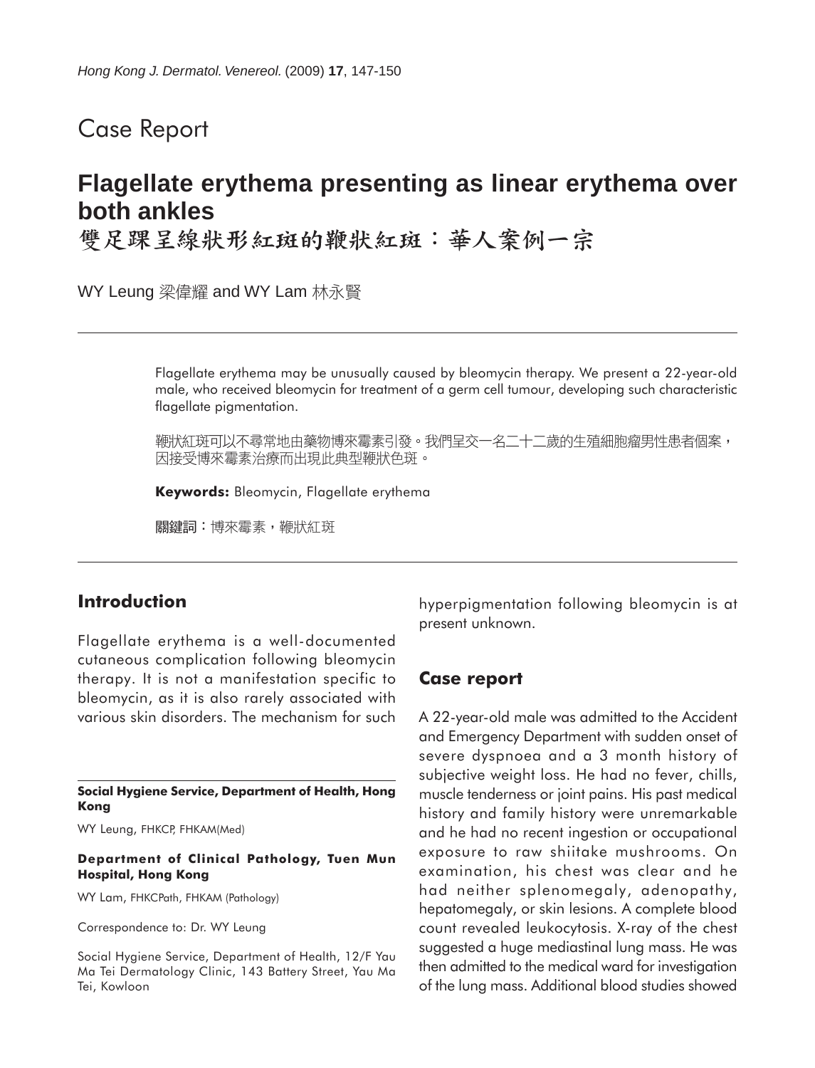Case Report

# Flagellate erythema presenting as linear erythema over both ankles

# 雙足踝呈線狀形紅斑的鞭狀紅斑：華人案例一宗

WY Leung 梁偉耀 and WY Lam 林永賢

Flagellate erythema may be unusually caused by bleomycin therapy. We present a 22-year-old male, who received bleomycin for treatment of a germ cell tumour, developing such characteristic flagellate pigmentation.

鞭狀紅斑可以不尋常地由藥物博來霉素引發。我們呈交一名二十二歲的生殖細胞瘤男性患者個案，因接受博來霉素治療而出現此典型鞭狀色斑。

**Keywords:** Bleomycin, Flagellate erythema

**關鍵詞**：博來霉素，鞭狀紅斑

## Introduction

Flagellate erythema is a well-documented cutaneous complication following bleomycin therapy. It is not a manifestation specific to bleomycin, as it is also rarely associated with various skin disorders. The mechanism for such hyperpigmentation following bleomycin is at present unknown.

## Case report

A 22-year-old male was admitted to the Accident and Emergency Department with sudden onset of severe dyspnoea and a 3 month history of subjective weight loss. He had no fever, chills, muscle tenderness or joint pains. His past medical history and family history were unremarkable and he had no recent ingestion or occupational exposure to raw shiitake mushrooms. On examination, his chest was clear and he had neither splenomegaly, adenopathy, hepatomegaly, or skin lesions. A complete blood count revealed leukocytosis. X-ray of the chest suggested a huge mediastinal lung mass. He was then admitted to the medical ward for investigation of the lung mass. Additional blood studies showed

**Social Hygiene Service, Department of Health, Hong Kong**

WY Leung, FHKCP, FHKAM(Med)

**Department of Clinical Pathology, Tuen Mun Hospital, Hong Kong**

WY Lam, FHKCPath, FHKAM (Pathology)

Correspondence to: Dr. WY Leung

Social Hygiene Service, Department of Health, 12/F Yau Ma Tei Dermatology Clinic, 143 Battery Street, Yau Ma Tei, Kowloon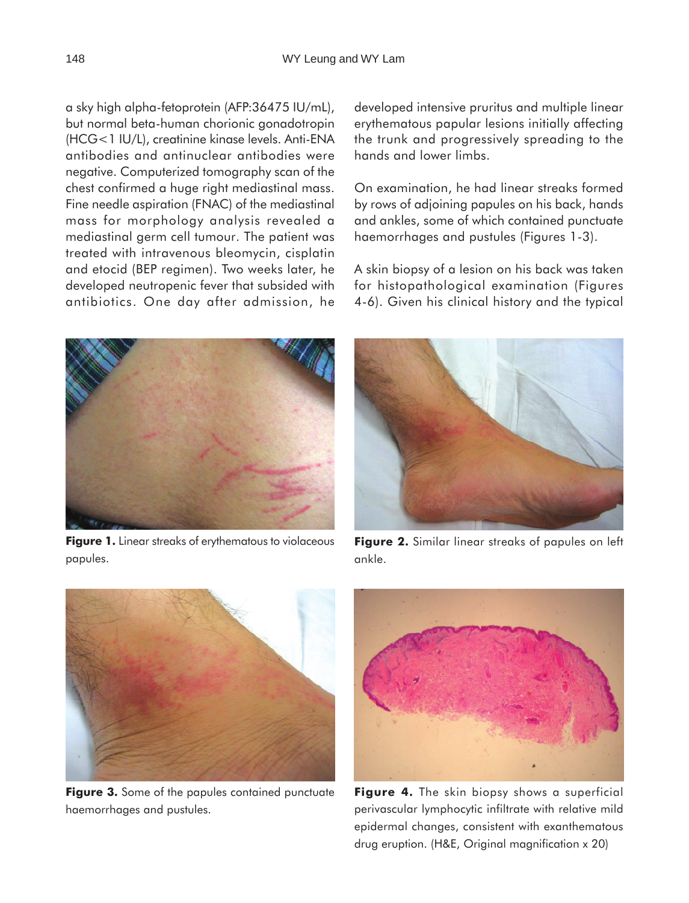a sky high alpha-fetoprotein (AFP:36475 IU/mL), but normal beta-human chorionic gonadotropin (HCG<1 IU/L), creatinine kinase levels. Anti-ENA antibodies and antinuclear antibodies were negative. Computerized tomography scan of the chest confirmed a huge right mediastinal mass. Fine needle aspiration (FNAC) of the mediastinal mass for morphology analysis revealed a mediastinal germ cell tumour. The patient was treated with intravenous bleomycin, cisplatin and etocid (BEP regimen). Two weeks later, he developed neutropenic fever that subsided with antibiotics. One day after admission, he developed intensive pruritus and multiple linear erythematous papular lesions initially affecting the trunk and progressively spreading to the hands and lower limbs.

On examination, he had linear streaks formed by rows of adjoining papules on his back, hands and ankles, some of which contained punctuate haemorrhages and pustules (Figures 1-3).

A skin biopsy of a lesion on his back was taken for histopathological examination (Figures 4-6). Given his clinical history and the typical

**Figure 1.** Linear streaks of erythematous to violaceous papules.

**Figure 2.** Similar linear streaks of papules on left ankle.

**Figure 3.** Some of the papules contained punctuate haemorrhages and pustules.

**Figure 4.** The skin biopsy shows a superficial perivascular lymphocytic infiltrate with relative mild epidermal changes, consistent with exanthematous drug eruption. (H&E, Original magnification x 20)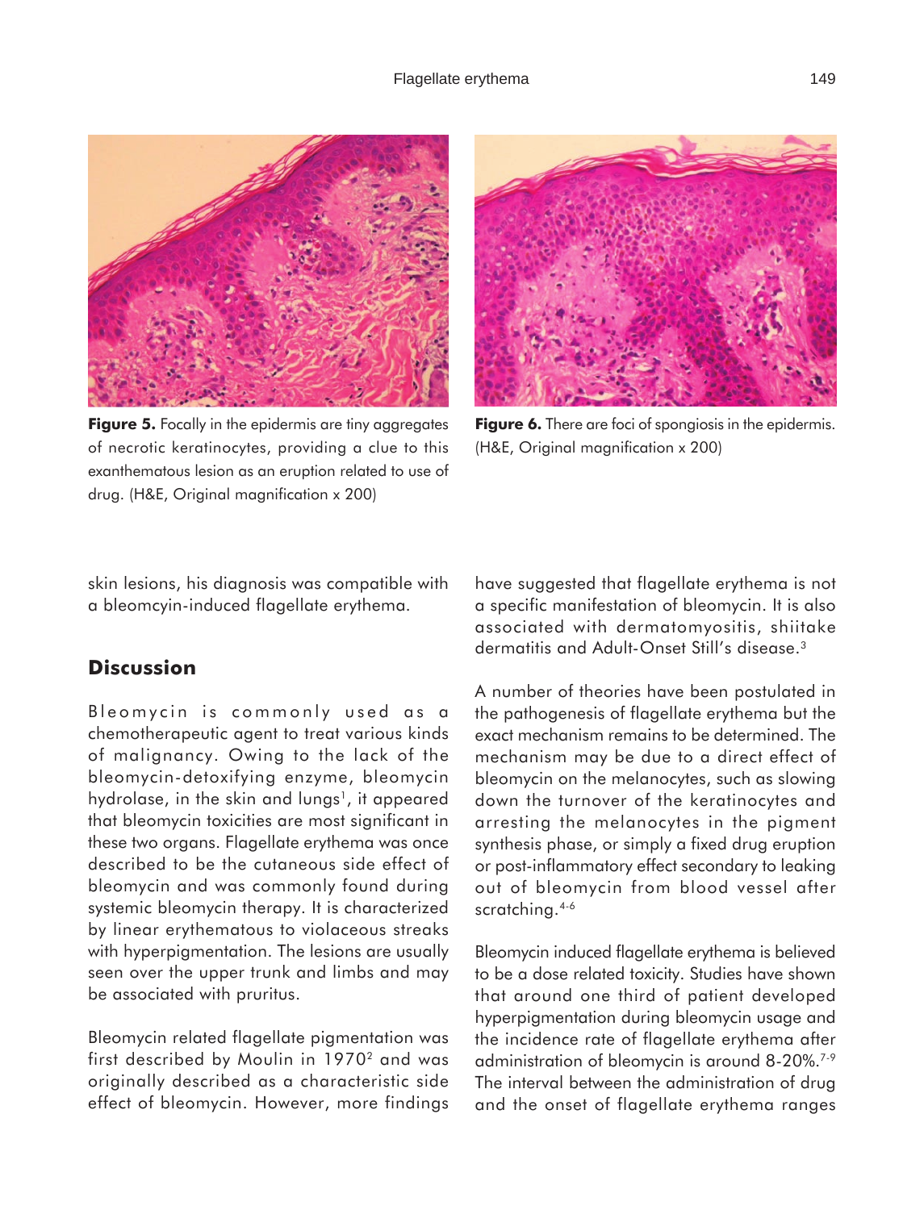**Figure 5.** Focally in the epidermis are tiny aggregates of necrotic keratinocytes, providing a clue to this exanthematous lesion as an eruption related to use of drug. (H&E, Original magnification x 200)

**Figure 6.** There are foci of spongiosis in the epidermis. (H&E, Original magnification x 200)

skin lesions, his diagnosis was compatible with a bleomcyin-induced flagellate erythema.

## Discussion

Bleomycin is commonly used as a chemotherapeutic agent to treat various kinds of malignancy. Owing to the lack of the bleomycin-detoxifying enzyme, bleomycin hydrolase, in the skin and lungs[1], it appeared that bleomycin toxicities are most significant in these two organs. Flagellate erythema was once described to be the cutaneous side effect of bleomycin and was commonly found during systemic bleomycin therapy. It is characterized by linear erythematous to violaceous streaks with hyperpigmentation. The lesions are usually seen over the upper trunk and limbs and may be associated with pruritus.

Bleomycin related flagellate pigmentation was first described by Moulin in 1970[2] and was originally described as a characteristic side effect of bleomycin. However, more findings have suggested that flagellate erythema is not a specific manifestation of bleomycin. It is also associated with dermatomyositis, shiitake dermatitis and Adult-Onset Still's disease.[3]

A number of theories have been postulated in the pathogenesis of flagellate erythema but the exact mechanism remains to be determined. The mechanism may be due to a direct effect of bleomycin on the melanocytes, such as slowing down the turnover of the keratinocytes and arresting the melanocytes in the pigment synthesis phase, or simply a fixed drug eruption or post-inflammatory effect secondary to leaking out of bleomycin from blood vessel after scratching.[4-6]

Bleomycin induced flagellate erythema is believed to be a dose related toxicity. Studies have shown that around one third of patient developed hyperpigmentation during bleomycin usage and the incidence rate of flagellate erythema after administration of bleomycin is around 8-20%.[7-9] The interval between the administration of drug and the onset of flagellate erythema ranges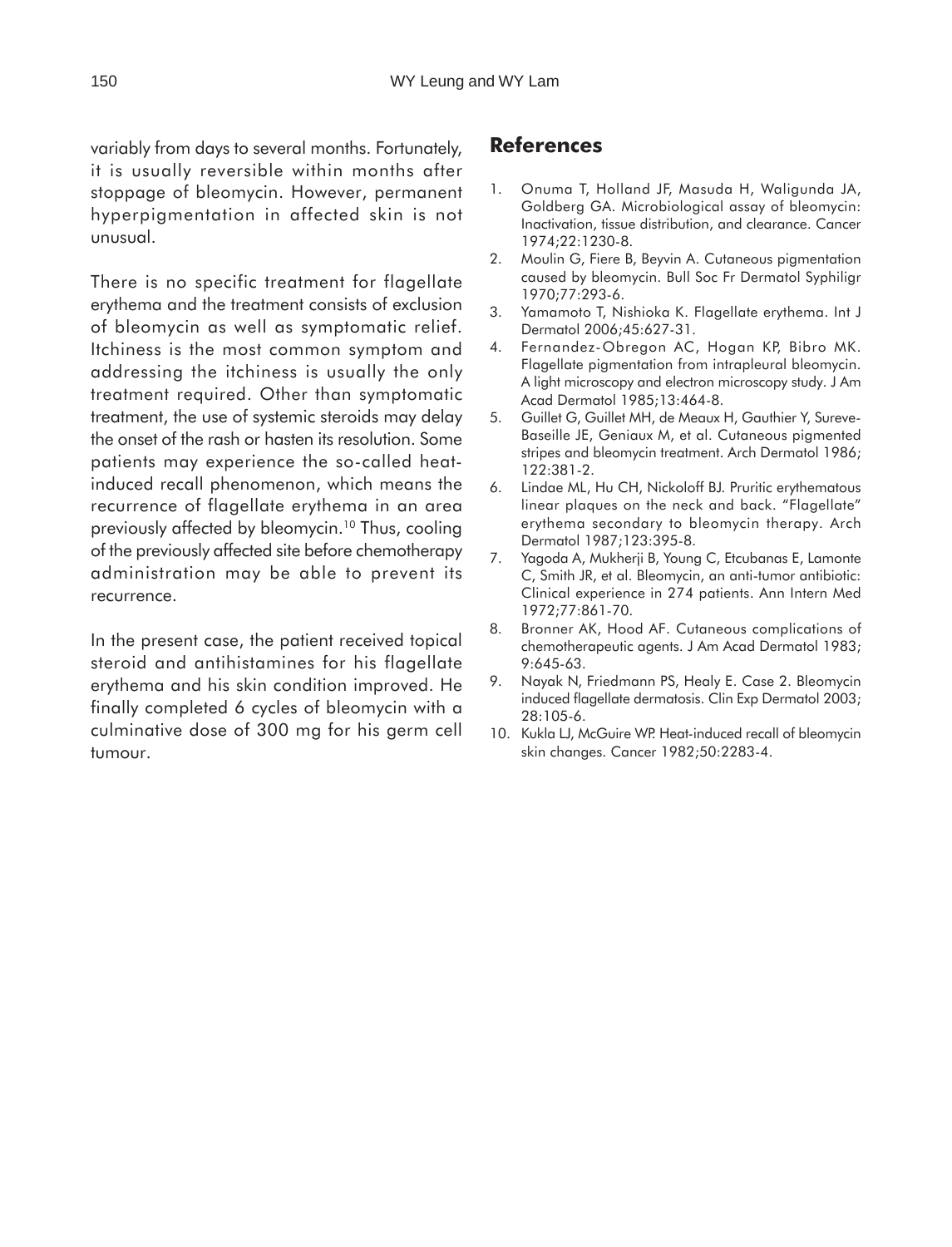variably from days to several months. Fortunately, it is usually reversible within months after stoppage of bleomycin. However, permanent hyperpigmentation in affected skin is not unusual.

There is no specific treatment for flagellate erythema and the treatment consists of exclusion of bleomycin as well as symptomatic relief. Itchiness is the most common symptom and addressing the itchiness is usually the only treatment required. Other than symptomatic treatment, the use of systemic steroids may delay the onset of the rash or hasten its resolution. Some patients may experience the so-called heat-induced recall phenomenon, which means the recurrence of flagellate erythema in an area previously affected by bleomycin.[10] Thus, cooling of the previously affected site before chemotherapy administration may be able to prevent its recurrence.

In the present case, the patient received topical steroid and antihistamines for his flagellate erythema and his skin condition improved. He finally completed 6 cycles of bleomycin with a culminative dose of 300 mg for his germ cell tumour.

## References

1. Onuma T, Holland JF, Masuda H, Waligunda JA, Goldberg GA. Microbiological assay of bleomycin: Inactivation, tissue distribution, and clearance. Cancer 1974;22:1230-8.
2. Moulin G, Fiere B, Beyvin A. Cutaneous pigmentation caused by bleomycin. Bull Soc Fr Dermatol Syphiligr 1970;77:293-6.
3. Yamamoto T, Nishioka K. Flagellate erythema. Int J Dermatol 2006;45:627-31.
4. Fernandez-Obregon AC, Hogan KP, Bibro MK. Flagellate pigmentation from intrapleural bleomycin. A light microscopy and electron microscopy study. J Am Acad Dermatol 1985;13:464-8.
5. Guillet G, Guillet MH, de Meaux H, Gauthier Y, Sureve-Baseille JE, Geniaux M, et al. Cutaneous pigmented stripes and bleomycin treatment. Arch Dermatol 1986; 122:381-2.
6. Lindae ML, Hu CH, Nickoloff BJ. Pruritic erythematous linear plaques on the neck and back. "Flagellate" erythema secondary to bleomycin therapy. Arch Dermatol 1987;123:395-8.
7. Yagoda A, Mukherji B, Young C, Etcubanas E, Lamonte C, Smith JR, et al. Bleomycin, an anti-tumor antibiotic: Clinical experience in 274 patients. Ann Intern Med 1972;77:861-70.
8. Bronner AK, Hood AF. Cutaneous complications of chemotherapeutic agents. J Am Acad Dermatol 1983; 9:645-63.
9. Nayak N, Friedmann PS, Healy E. Case 2. Bleomycin induced flagellate dermatosis. Clin Exp Dermatol 2003; 28:105-6.
10. Kukla LJ, McGuire WP. Heat-induced recall of bleomycin skin changes. Cancer 1982;50:2283-4.